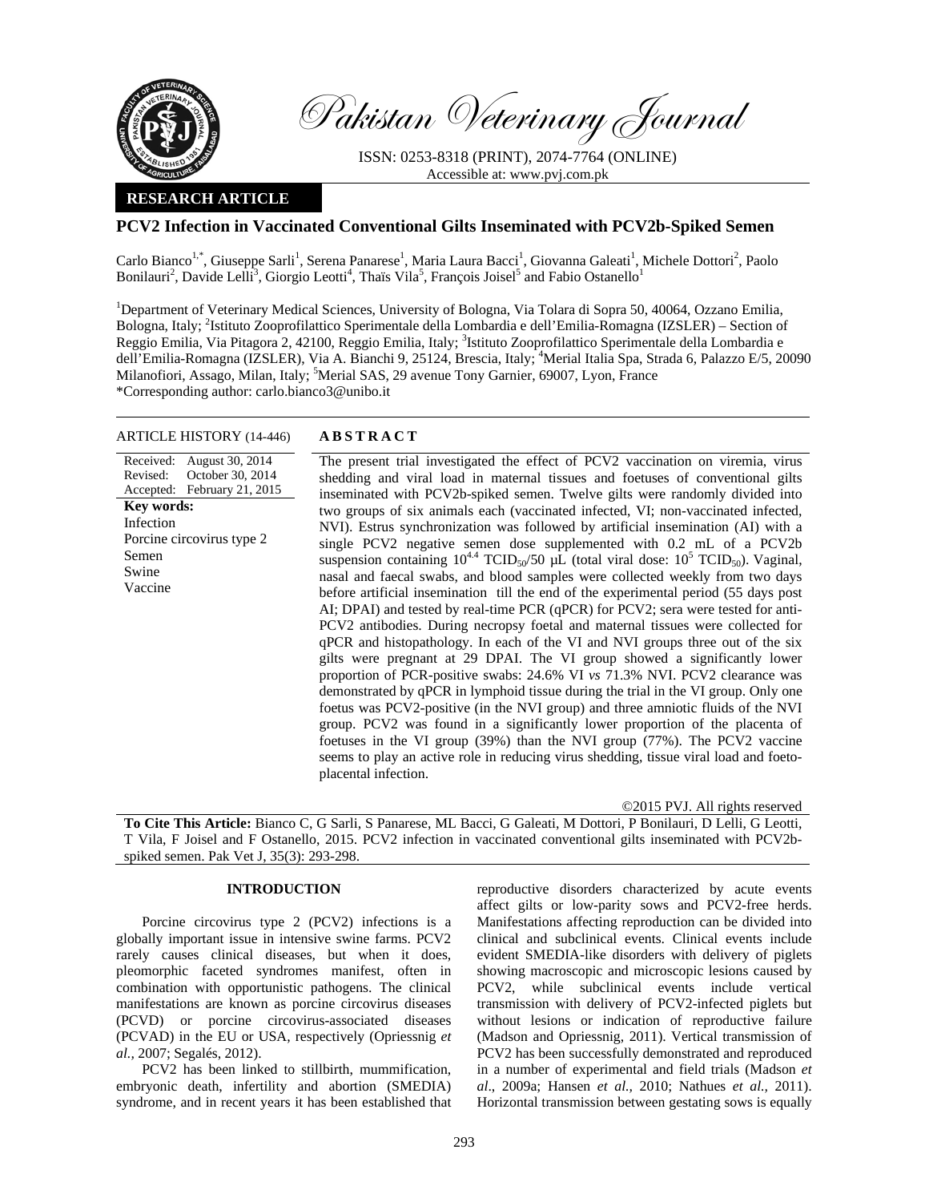# PCV2 Infection in Vaccinated Conventional Gilts Inseminated with PCV2b-Spiked Semen

Carlo Bianco[1,*], Giuseppe Sarli[1], Serena Panarese[1], Maria Laura Bacci[1], Giovanna Galeati[1], Michele Dottori[2], Paolo Bonilauri[2], Davide Lelli[3], Giorgio Leotti[4], Thaïs Vila[5], François Joisel[5] and Fabio Ostanello[1]

[1]Department of Veterinary Medical Sciences, University of Bologna, Via Tolara di Sopra 50, 40064, Ozzano Emilia, Bologna, Italy; [2]Istituto Zooprofilattico Sperimentale della Lombardia e dell'Emilia-Romagna (IZSLER) – Section of Reggio Emilia, Via Pitagora 2, 42100, Reggio Emilia, Italy; [3]Istituto Zooprofilattico Sperimentale della Lombardia e dell'Emilia-Romagna (IZSLER), Via A. Bianchi 9, 25124, Brescia, Italy; [4]Merial Italia Spa, Strada 6, Palazzo E/5, 20090 Milanofiori, Assago, Milan, Italy; [5]Merial SAS, 29 avenue Tony Garnier, 69007, Lyon, France

*Corresponding author: carlo.bianco3@unibo.it

**ARTICLE HISTORY (14-446)**

Received: August 30, 2014
Revised: October 30, 2014
Accepted: February 21, 2015

**Key words:**
Infection
Porcine circovirus type 2
Semen
Swine
Vaccine

## ABSTRACT

The present trial investigated the effect of PCV2 vaccination on viremia, virus shedding and viral load in maternal tissues and foetuses of conventional gilts inseminated with PCV2b-spiked semen. Twelve gilts were randomly divided into two groups of six animals each (vaccinated infected, VI; non-vaccinated infected, NVI). Estrus synchronization was followed by artificial insemination (AI) with a single PCV2 negative semen dose supplemented with 0.2 mL of a PCV2b suspension containing $10^{4.4}$ $TCID_{50}$/50 µL (total viral dose: $10^5$ $TCID_{50}$). Vaginal, nasal and faecal swabs, and blood samples were collected weekly from two days before artificial insemination till the end of the experimental period (55 days post AI; DPAI) and tested by real-time PCR (qPCR) for PCV2; sera were tested for anti-PCV2 antibodies. During necropsy foetal and maternal tissues were collected for qPCR and histopathology. In each of the VI and NVI groups three out of the six gilts were pregnant at 29 DPAI. The VI group showed a significantly lower proportion of PCR-positive swabs: 24.6% VI *vs* 71.3% NVI. PCV2 clearance was demonstrated by qPCR in lymphoid tissue during the trial in the VI group. Only one foetus was PCV2-positive (in the NVI group) and three amniotic fluids of the NVI group. PCV2 was found in a significantly lower proportion of the placenta of foetuses in the VI group (39%) than the NVI group (77%). The PCV2 vaccine seems to play an active role in reducing virus shedding, tissue viral load and foeto-placental infection.

©2015 PVJ. All rights reserved

**To Cite This Article:** Bianco C, G Sarli, S Panarese, ML Bacci, G Galeati, M Dottori, P Bonilauri, D Lelli, G Leotti, T Vila, F Joisel and F Ostanello, 2015. PCV2 infection in vaccinated conventional gilts inseminated with PCV2b-spiked semen. Pak Vet J, 35(3): 293-298.

## INTRODUCTION

Porcine circovirus type 2 (PCV2) infections is a globally important issue in intensive swine farms. PCV2 rarely causes clinical diseases, but when it does, pleomorphic faceted syndromes manifest, often in combination with opportunistic pathogens. The clinical manifestations are known as porcine circovirus diseases (PCVD) or porcine circovirus-associated diseases (PCVAD) in the EU or USA, respectively (Opriessnig *et al.,* 2007; Segalés, 2012).

PCV2 has been linked to stillbirth, mummification, embryonic death, infertility and abortion (SMEDIA) syndrome, and in recent years it has been established that reproductive disorders characterized by acute events affect gilts or low-parity sows and PCV2-free herds. Manifestations affecting reproduction can be divided into clinical and subclinical events. Clinical events include evident SMEDIA-like disorders with delivery of piglets showing macroscopic and microscopic lesions caused by PCV2, while subclinical events include vertical transmission with delivery of PCV2-infected piglets but without lesions or indication of reproductive failure (Madson and Opriessnig, 2011). Vertical transmission of PCV2 has been successfully demonstrated and reproduced in a number of experimental and field trials (Madson *et al*., 2009a; Hansen *et al.,* 2010; Nathues *et al.,* 2011). Horizontal transmission between gestating sows is equally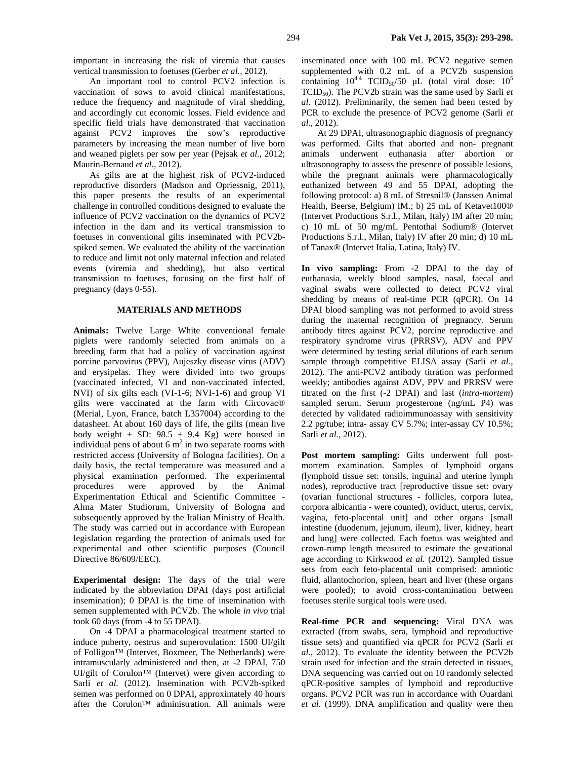important in increasing the risk of viremia that causes vertical transmission to foetuses (Gerber *et al.*, 2012).

An important tool to control PCV2 infection is vaccination of sows to avoid clinical manifestations, reduce the frequency and magnitude of viral shedding, and accordingly cut economic losses. Field evidence and specific field trials have demonstrated that vaccination against PCV2 improves the sow's reproductive parameters by increasing the mean number of live born and weaned piglets per sow per year (Pejsak *et al.*, 2012; Maurin-Bernaud *et al*., 2012).

As gilts are at the highest risk of PCV2-induced reproductive disorders (Madson and Opriessnig, 2011), this paper presents the results of an experimental challenge in controlled conditions designed to evaluate the influence of PCV2 vaccination on the dynamics of PCV2 infection in the dam and its vertical transmission to foetuses in conventional gilts inseminated with PCV2b-spiked semen. We evaluated the ability of the vaccination to reduce and limit not only maternal infection and related events (viremia and shedding), but also vertical transmission to foetuses, focusing on the first half of pregnancy (days 0-55).

## MATERIALS AND METHODS

**Animals:** Twelve Large White conventional female piglets were randomly selected from animals on a breeding farm that had a policy of vaccination against porcine parvovirus (PPV), Aujeszky disease virus (ADV) and erysipelas. They were divided into two groups (vaccinated infected, VI and non-vaccinated infected, NVI) of six gilts each (VI-1-6; NVI-1-6) and group VI gilts were vaccinated at the farm with Circovac® (Merial, Lyon, France, batch L357004) according to the datasheet. At about 160 days of life, the gilts (mean live body weight ± SD: 98.5 ± 9.4 Kg) were housed in individual pens of about 6 $m^2$ in two separate rooms with restricted access (University of Bologna facilities). On a daily basis, the rectal temperature was measured and a physical examination performed. The experimental procedures were approved by the Animal Experimentation Ethical and Scientific Committee - Alma Mater Studiorum, University of Bologna and subsequently approved by the Italian Ministry of Health. The study was carried out in accordance with European legislation regarding the protection of animals used for experimental and other scientific purposes (Council Directive 86/609/EEC).

**Experimental design:** The days of the trial were indicated by the abbreviation DPAI (days post artificial insemination); 0 DPAI is the time of insemination with semen supplemented with PCV2b. The whole *in vivo* trial took 60 days (from -4 to 55 DPAI).

On -4 DPAI a pharmacological treatment started to induce puberty, oestrus and superovulation: 1500 UI/gilt of Folligon™ (Intervet, Boxmeer, The Netherlands) were intramuscularly administered and then, at -2 DPAI, 750 UI/gilt of Corulon™ (Intervet) were given according to Sarli *et al.* (2012). Insemination with PCV2b-spiked semen was performed on 0 DPAI, approximately 40 hours after the Corulon™ administration. All animals were inseminated once with 100 mL PCV2 negative semen supplemented with 0.2 mL of a PCV2b suspension containing $10^{4.4}$ $TCID_{50}$/50 µL (total viral dose: $10^5$ $TCID_{50}$). The PCV2b strain was the same used by Sarli *et al.* (2012). Preliminarily, the semen had been tested by PCR to exclude the presence of PCV2 genome (Sarli *et al.*, 2012).

At 29 DPAI, ultrasonographic diagnosis of pregnancy was performed. Gilts that aborted and non- pregnant animals underwent euthanasia after abortion or ultrasonography to assess the presence of possible lesions, while the pregnant animals were pharmacologically euthanized between 49 and 55 DPAI, adopting the following protocol: a) 8 mL of Stresnil® (Janssen Animal Health, Beerse, Belgium) IM.; b) 25 mL of Ketavet100® (Intervet Productions S.r.l., Milan, Italy) IM after 20 min; c) 10 mL of 50 mg/mL Pentothal Sodium® (Intervet Productions S.r.l., Milan, Italy) IV after 20 min; d) 10 mL of Tanax® (Intervet Italia, Latina, Italy) IV.

**In vivo sampling:** From -2 DPAI to the day of euthanasia, weekly blood samples, nasal, faecal and vaginal swabs were collected to detect PCV2 viral shedding by means of real-time PCR (qPCR). On 14 DPAI blood sampling was not performed to avoid stress during the maternal recognition of pregnancy. Serum antibody titres against PCV2, porcine reproductive and respiratory syndrome virus (PRRSV), ADV and PPV were determined by testing serial dilutions of each serum sample through competitive ELISA assay (Sarli *et al.*, 2012). The anti-PCV2 antibody titration was performed weekly; antibodies against ADV, PPV and PRRSV were titrated on the first (-2 DPAI) and last (*intra-mortem*) sampled serum. Serum progesterone (ng/mL P4) was detected by validated radioimmunoassay with sensitivity 2.2 pg/tube; intra- assay CV 5.7%; inter-assay CV 10.5%; Sarli *et al.*, 2012).

**Post mortem sampling:** Gilts underwent full post-mortem examination. Samples of lymphoid organs (lymphoid tissue set: tonsils, inguinal and uterine lymph nodes), reproductive tract [reproductive tissue set: ovary (ovarian functional structures - follicles, corpora lutea, corpora albicantia - were counted), oviduct, uterus, cervix, vagina, feto-placental unit] and other organs [small intestine (duodenum, jejunum, ileum), liver, kidney, heart and lung] were collected. Each foetus was weighted and crown-rump length measured to estimate the gestational age according to Kirkwood *et al.* (2012). Sampled tissue sets from each feto-placental unit comprised: amniotic fluid, allantochorion, spleen, heart and liver (these organs were pooled); to avoid cross-contamination between foetuses sterile surgical tools were used.

**Real-time PCR and sequencing:** Viral DNA was extracted (from swabs, sera, lymphoid and reproductive tissue sets) and quantified via qPCR for PCV2 (Sarli *et al.*, 2012). To evaluate the identity between the PCV2b strain used for infection and the strain detected in tissues, DNA sequencing was carried out on 10 randomly selected qPCR-positive samples of lymphoid and reproductive organs. PCV2 PCR was run in accordance with Ouardani *et al*. (1999). DNA amplification and quality were then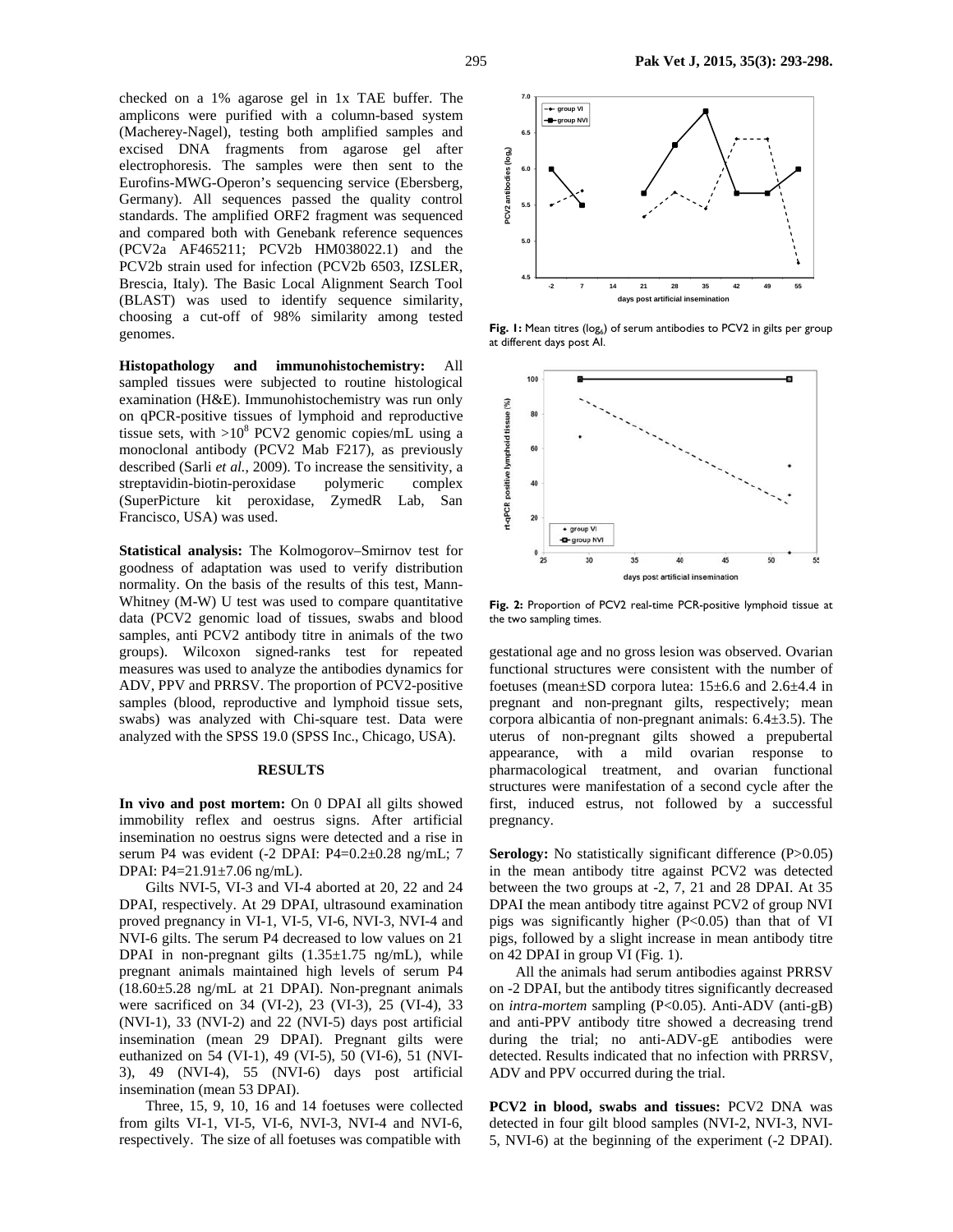checked on a 1% agarose gel in 1x TAE buffer. The amplicons were purified with a column-based system (Macherey-Nagel), testing both amplified samples and excised DNA fragments from agarose gel after electrophoresis. The samples were then sent to the Eurofins-MWG-Operon's sequencing service (Ebersberg, Germany). All sequences passed the quality control standards. The amplified ORF2 fragment was sequenced and compared both with Genebank reference sequences (PCV2a AF465211; PCV2b HM038022.1) and the PCV2b strain used for infection (PCV2b 6503, IZSLER, Brescia, Italy). The Basic Local Alignment Search Tool (BLAST) was used to identify sequence similarity, choosing a cut-off of 98% similarity among tested genomes.

**Histopathology and immunohistochemistry:** All sampled tissues were subjected to routine histological examination (H&E). Immunohistochemistry was run only on qPCR-positive tissues of lymphoid and reproductive tissue sets, with $>10^8$ PCV2 genomic copies/mL using a monoclonal antibody (PCV2 Mab F217), as previously described (Sarli *et al.*, 2009). To increase the sensitivity, a streptavidin-biotin-peroxidase polymeric complex (SuperPicture kit peroxidase, ZymedR Lab, San Francisco, USA) was used.

**Statistical analysis:** The Kolmogorov–Smirnov test for goodness of adaptation was used to verify distribution normality. On the basis of the results of this test, Mann-Whitney (M-W) U test was used to compare quantitative data (PCV2 genomic load of tissues, swabs and blood samples, anti PCV2 antibody titre in animals of the two groups). Wilcoxon signed-ranks test for repeated measures was used to analyze the antibodies dynamics for ADV, PPV and PRRSV. The proportion of PCV2-positive samples (blood, reproductive and lymphoid tissue sets, swabs) was analyzed with Chi-square test. Data were analyzed with the SPSS 19.0 (SPSS Inc., Chicago, USA).

## RESULTS

**In vivo and post mortem:** On 0 DPAI all gilts showed immobility reflex and oestrus signs. After artificial insemination no oestrus signs were detected and a rise in serum P4 was evident (-2 DPAI: P4=0.2±0.28 ng/mL; 7 DPAI: P4=21.91±7.06 ng/mL).

Gilts NVI-5, VI-3 and VI-4 aborted at 20, 22 and 24 DPAI, respectively. At 29 DPAI, ultrasound examination proved pregnancy in VI-1, VI-5, VI-6, NVI-3, NVI-4 and NVI-6 gilts. The serum P4 decreased to low values on 21 DPAI in non-pregnant gilts (1.35±1.75 ng/mL), while pregnant animals maintained high levels of serum P4 (18.60±5.28 ng/mL at 21 DPAI). Non-pregnant animals were sacrificed on 34 (VI-2), 23 (VI-3), 25 (VI-4), 33 (NVI-1), 33 (NVI-2) and 22 (NVI-5) days post artificial insemination (mean 29 DPAI). Pregnant gilts were euthanized on 54 (VI-1), 49 (VI-5), 50 (VI-6), 51 (NVI-3), 49 (NVI-4), 55 (NVI-6) days post artificial insemination (mean 53 DPAI).

Three, 15, 9, 10, 16 and 14 foetuses were collected from gilts VI-1, VI-5, VI-6, NVI-3, NVI-4 and NVI-6, respectively. The size of all foetuses was compatible with gestational age and no gross lesion was observed. Ovarian functional structures were consistent with the number of foetuses (mean±SD corpora lutea: 15±6.6 and 2.6±4.4 in pregnant and non-pregnant gilts, respectively; mean corpora albicantia of non-pregnant animals: 6.4±3.5). The uterus of non-pregnant gilts showed a prepubertal appearance, with a mild ovarian response to pharmacological treatment, and ovarian functional structures were manifestation of a second cycle after the first, induced estrus, not followed by a successful pregnancy.

**Fig. 1:** Mean titres ($\log_6$) of serum antibodies to PCV2 in gilts per group at different days post AI.

**Fig. 2:** Proportion of PCV2 real-time PCR-positive lymphoid tissue at the two sampling times.

**Serology:** No statistically significant difference (P>0.05) in the mean antibody titre against PCV2 was detected between the two groups at -2, 7, 21 and 28 DPAI. At 35 DPAI the mean antibody titre against PCV2 of group NVI pigs was significantly higher (P<0.05) than that of VI pigs, followed by a slight increase in mean antibody titre on 42 DPAI in group VI (Fig. 1).

All the animals had serum antibodies against PRRSV on -2 DPAI, but the antibody titres significantly decreased on *intra-mortem* sampling (P<0.05). Anti-ADV (anti-gB) and anti-PPV antibody titre showed a decreasing trend during the trial; no anti-ADV-gE antibodies were detected. Results indicated that no infection with PRRSV, ADV and PPV occurred during the trial.

**PCV2 in blood, swabs and tissues:** PCV2 DNA was detected in four gilt blood samples (NVI-2, NVI-3, NVI-5, NVI-6) at the beginning of the experiment (-2 DPAI).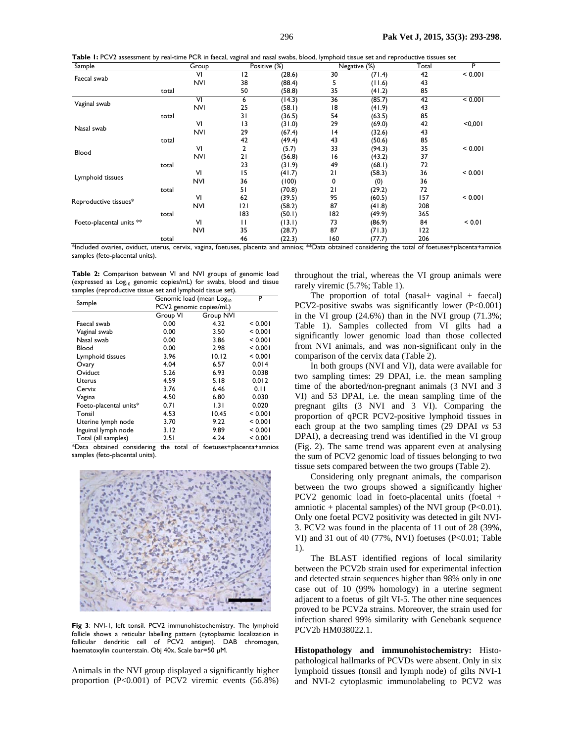**Table 1:** PCV2 assessment by real-time PCR in faecal, vaginal and nasal swabs, blood, lymphoid tissue set and reproductive tissues set

| Sample | | Group | Positive (%) | | Negative (%) | | Total | P |
|---|---|---|---|---|---|---|---|---|
| Faecal swab | | VI | 12 | (28.6) | 30 | (71.4) | 42 | < 0.001 |
| | | NVI | 38 | (88.4) | 5 | (11.6) | 43 | |
| | total | | 50 | (58.8) | 35 | (41.2) | 85 | |
| Vaginal swab | | VI | 6 | (14.3) | 36 | (85.7) | 42 | < 0.001 |
| | | NVI | 25 | (58.1) | 18 | (41.9) | 43 | |
| | total | | 31 | (36.5) | 54 | (63.5) | 85 | |
| Nasal swab | | VI | 13 | (31.0) | 29 | (69.0) | 42 | <0,001 |
| | | NVI | 29 | (67.4) | 14 | (32.6) | 43 | |
| | total | | 42 | (49.4) | 43 | (50.6) | 85 | |
| Blood | | VI | 2 | (5.7) | 33 | (94.3) | 35 | < 0.001 |
| | | NVI | 21 | (56.8) | 16 | (43.2) | 37 | |
| | total | | 23 | (31.9) | 49 | (68.1) | 72 | |
| Lymphoid tissues | | VI | 15 | (41.7) | 21 | (58.3) | 36 | < 0.001 |
| | | NVI | 36 | (100) | 0 | (0) | 36 | |
| | total | | 51 | (70.8) | 21 | (29.2) | 72 | |
| Reproductive tissues* | | VI | 62 | (39.5) | 95 | (60.5) | 157 | < 0.001 |
| | | NVI | 121 | (58.2) | 87 | (41.8) | 208 | |
| | total | | 183 | (50.1) | 182 | (49.9) | 365 | |
| Foeto-placental units ** | | VI | 11 | (13.1) | 73 | (86.9) | 84 | < 0.01 |
| | | NVI | 35 | (28.7) | 87 | (71.3) | 122 | |
| | total | | 46 | (22.3) | 160 | (77.7) | 206 | |

*Included ovaries, oviduct, uterus, cervix, vagina, foetuses, placenta and amnios; **Data obtained considering the total of foetuses+placenta+amnios samples (feto-placental units).

**Table 2:** Comparison between VI and NVI groups of genomic load (expressed as $Log_{10}$ genomic copies/mL) for swabs, blood and tissue samples (reproductive tissue set and lymphoid tissue set).

| Sample | Genomic load (mean $Log_{10}$ PCV2 genomic copies/mL) | | P |
|---|---|---|---|
| | Group VI | Group NVI | |
| Faecal swab | 0.00 | 4.32 | < 0.001 |
| Vaginal swab | 0.00 | 3.50 | < 0.001 |
| Nasal swab | 0.00 | 3.86 | < 0.001 |
| Blood | 0.00 | 2.98 | < 0.001 |
| Lymphoid tissues | 3.96 | 10.12 | < 0.001 |
| Ovary | 4.04 | 6.57 | 0.014 |
| Oviduct | 5.26 | 6.93 | 0.038 |
| Uterus | 4.59 | 5.18 | 0.012 |
| Cervix | 3.76 | 6.46 | 0.11 |
| Vagina | 4.50 | 6.80 | 0.030 |
| Foeto-placental units* | 0.71 | 1.31 | 0.020 |
| Tonsil | 4.53 | 10.45 | < 0.001 |
| Uterine lymph node | 3.70 | 9.22 | < 0.001 |
| Inguinal lymph node | 3.12 | 9.89 | < 0.001 |
| Total (all samples) | 2.51 | 4.24 | < 0.001 |

*Data obtained considering the total of foetuses+placenta+amnios samples (feto-placental units).

**Fig 3**: NVI-1, left tonsil. PCV2 immunohistochemistry. The lymphoid follicle shows a reticular labelling pattern (cytoplasmic localization in follicular dendritic cell of PCV2 antigen). DAB chromogen, haematoxylin counterstain. Obj 40x, Scale bar=50 μM.

Animals in the NVI group displayed a significantly higher proportion (P<0.001) of PCV2 viremic events (56.8%) throughout the trial, whereas the VI group animals were rarely viremic (5.7%; Table 1).

The proportion of total (nasal+ vaginal + faecal) PCV2-positive swabs was significantly lower (P<0.001) in the VI group (24.6%) than in the NVI group (71.3%; Table 1). Samples collected from VI gilts had a significantly lower genomic load than those collected from NVI animals, and was non-significant only in the comparison of the cervix data (Table 2).

In both groups (NVI and VI), data were available for two sampling times: 29 DPAI, i.e. the mean sampling time of the aborted/non-pregnant animals (3 NVI and 3 VI) and 53 DPAI, i.e. the mean sampling time of the pregnant gilts (3 NVI and 3 VI). Comparing the proportion of qPCR PCV2-positive lymphoid tissues in each group at the two sampling times (29 DPAI *vs* 53 DPAI), a decreasing trend was identified in the VI group (Fig. 2). The same trend was apparent even at analysing the sum of PCV2 genomic load of tissues belonging to two tissue sets compared between the two groups (Table 2).

Considering only pregnant animals, the comparison between the two groups showed a significantly higher PCV2 genomic load in foeto-placental units (foetal + amniotic + placental samples) of the NVI group (P<0.01). Only one foetal PCV2 positivity was detected in gilt NVI-3. PCV2 was found in the placenta of 11 out of 28 (39%, VI) and 31 out of 40 (77%, NVI) foetuses (P<0.01; Table 1).

The BLAST identified regions of local similarity between the PCV2b strain used for experimental infection and detected strain sequences higher than 98% only in one case out of 10 (99% homology) in a uterine segment adjacent to a foetus of gilt VI-5. The other nine sequences proved to be PCV2a strains. Moreover, the strain used for infection shared 99% similarity with Genebank sequence PCV2b HM038022.1.

**Histopathology and immunohistochemistry:** Histopathological hallmarks of PCVDs were absent. Only in six lymphoid tissues (tonsil and lymph node) of gilts NVI-1 and NVI-2 cytoplasmic immunolabeling to PCV2 was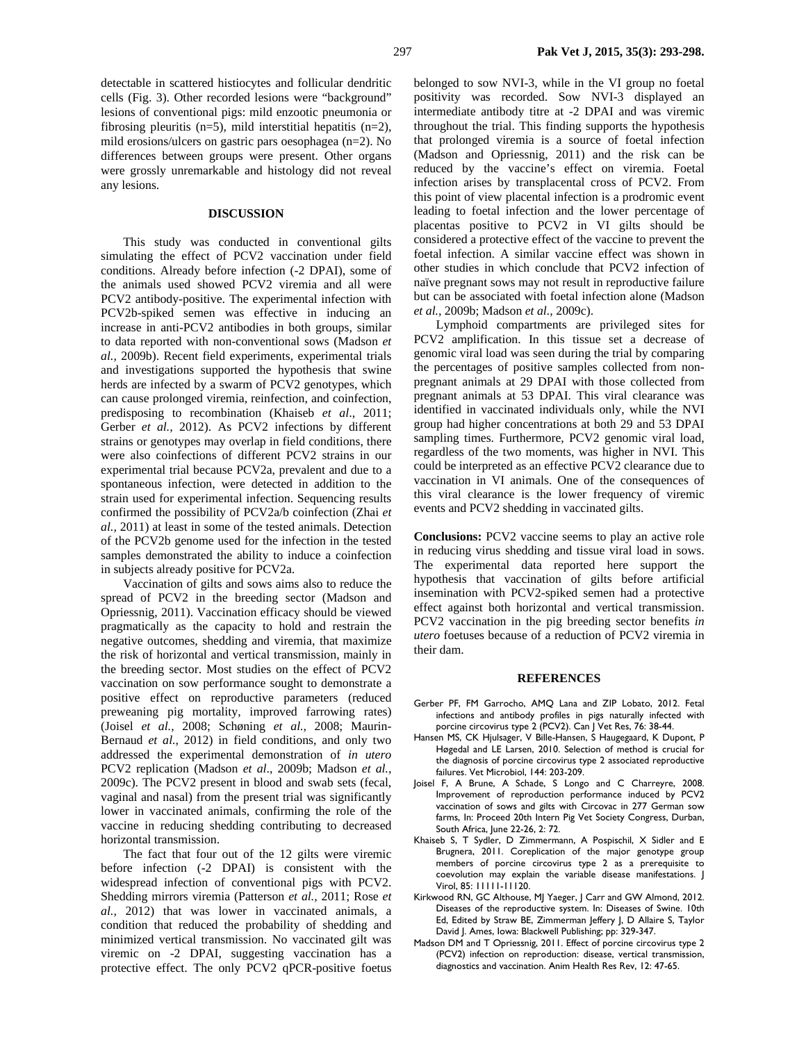detectable in scattered histiocytes and follicular dendritic cells (Fig. 3). Other recorded lesions were "background" lesions of conventional pigs: mild enzootic pneumonia or fibrosing pleuritis (n=5), mild interstitial hepatitis (n=2), mild erosions/ulcers on gastric pars oesophagea (n=2). No differences between groups were present. Other organs were grossly unremarkable and histology did not reveal any lesions.

## DISCUSSION

This study was conducted in conventional gilts simulating the effect of PCV2 vaccination under field conditions. Already before infection (-2 DPAI), some of the animals used showed PCV2 viremia and all were PCV2 antibody-positive. The experimental infection with PCV2b-spiked semen was effective in inducing an increase in anti-PCV2 antibodies in both groups, similar to data reported with non-conventional sows (Madson *et al.,* 2009b). Recent field experiments, experimental trials and investigations supported the hypothesis that swine herds are infected by a swarm of PCV2 genotypes, which can cause prolonged viremia, reinfection, and coinfection, predisposing to recombination (Khaiseb *et al*., 2011; Gerber *et al.,* 2012). As PCV2 infections by different strains or genotypes may overlap in field conditions, there were also coinfections of different PCV2 strains in our experimental trial because PCV2a, prevalent and due to a spontaneous infection, were detected in addition to the strain used for experimental infection. Sequencing results confirmed the possibility of PCV2a/b coinfection (Zhai *et al.,* 2011) at least in some of the tested animals. Detection of the PCV2b genome used for the infection in the tested samples demonstrated the ability to induce a coinfection in subjects already positive for PCV2a.

Vaccination of gilts and sows aims also to reduce the spread of PCV2 in the breeding sector (Madson and Opriessnig, 2011). Vaccination efficacy should be viewed pragmatically as the capacity to hold and restrain the negative outcomes, shedding and viremia, that maximize the risk of horizontal and vertical transmission, mainly in the breeding sector. Most studies on the effect of PCV2 vaccination on sow performance sought to demonstrate a positive effect on reproductive parameters (reduced preweaning pig mortality, improved farrowing rates) (Joisel *et al.,* 2008; Schøning *et al.,* 2008; Maurin-Bernaud *et al.,* 2012) in field conditions, and only two addressed the experimental demonstration of *in utero* PCV2 replication (Madson *et al*., 2009b; Madson *et al.,* 2009c). The PCV2 present in blood and swab sets (fecal, vaginal and nasal) from the present trial was significantly lower in vaccinated animals, confirming the role of the vaccine in reducing shedding contributing to decreased horizontal transmission.

The fact that four out of the 12 gilts were viremic before infection (-2 DPAI) is consistent with the widespread infection of conventional pigs with PCV2. Shedding mirrors viremia (Patterson *et al.,* 2011; Rose *et al.,* 2012) that was lower in vaccinated animals, a condition that reduced the probability of shedding and minimized vertical transmission. No vaccinated gilt was viremic on -2 DPAI, suggesting vaccination has a protective effect. The only PCV2 qPCR-positive foetus belonged to sow NVI-3, while in the VI group no foetal positivity was recorded. Sow NVI-3 displayed an intermediate antibody titre at -2 DPAI and was viremic throughout the trial. This finding supports the hypothesis that prolonged viremia is a source of foetal infection (Madson and Opriessnig, 2011) and the risk can be reduced by the vaccine's effect on viremia. Foetal infection arises by transplacental cross of PCV2. From this point of view placental infection is a prodromic event leading to foetal infection and the lower percentage of placentas positive to PCV2 in VI gilts should be considered a protective effect of the vaccine to prevent the foetal infection. A similar vaccine effect was shown in other studies in which conclude that PCV2 infection of naïve pregnant sows may not result in reproductive failure but can be associated with foetal infection alone (Madson *et al.,* 2009b; Madson *et al.,* 2009c).

Lymphoid compartments are privileged sites for PCV2 amplification. In this tissue set a decrease of genomic viral load was seen during the trial by comparing the percentages of positive samples collected from non-pregnant animals at 29 DPAI with those collected from pregnant animals at 53 DPAI. This viral clearance was identified in vaccinated individuals only, while the NVI group had higher concentrations at both 29 and 53 DPAI sampling times. Furthermore, PCV2 genomic viral load, regardless of the two moments, was higher in NVI. This could be interpreted as an effective PCV2 clearance due to vaccination in VI animals. One of the consequences of this viral clearance is the lower frequency of viremic events and PCV2 shedding in vaccinated gilts.

**Conclusions:** PCV2 vaccine seems to play an active role in reducing virus shedding and tissue viral load in sows. The experimental data reported here support the hypothesis that vaccination of gilts before artificial insemination with PCV2-spiked semen had a protective effect against both horizontal and vertical transmission. PCV2 vaccination in the pig breeding sector benefits *in utero* foetuses because of a reduction of PCV2 viremia in their dam.

## REFERENCES

Gerber PF, FM Garrocho, AMQ Lana and ZIP Lobato, 2012. Fetal infections and antibody profiles in pigs naturally infected with porcine circovirus type 2 (PCV2). Can J Vet Res, 76: 38-44.

Hansen MS, CK Hjulsager, V Bille-Hansen, S Haugegaard, K Dupont, P Høgedal and LE Larsen, 2010. Selection of method is crucial for the diagnosis of porcine circovirus type 2 associated reproductive failures. Vet Microbiol, 144: 203-209.

Joisel F, A Brune, A Schade, S Longo and C Charreyre, 2008. Improvement of reproduction performance induced by PCV2 vaccination of sows and gilts with Circovac in 277 German sow farms, In: Proceed 20th Intern Pig Vet Society Congress, Durban, South Africa, June 22-26, 2: 72.

Khaiseb S, T Sydler, D Zimmermann, A Pospischil, X Sidler and E Brugnera, 2011. Coreplication of the major genotype group members of porcine circovirus type 2 as a prerequisite to coevolution may explain the variable disease manifestations. J Virol, 85: 11111-11120.

Kirkwood RN, GC Althouse, MJ Yaeger, J Carr and GW Almond, 2012. Diseases of the reproductive system. In: Diseases of Swine. 10th Ed, Edited by Straw BE, Zimmerman Jeffery J, D Allaire S, Taylor David J. Ames, Iowa: Blackwell Publishing; pp: 329-347.

Madson DM and T Opriessnig, 2011. Effect of porcine circovirus type 2 (PCV2) infection on reproduction: disease, vertical transmission, diagnostics and vaccination. Anim Health Res Rev, 12: 47-65.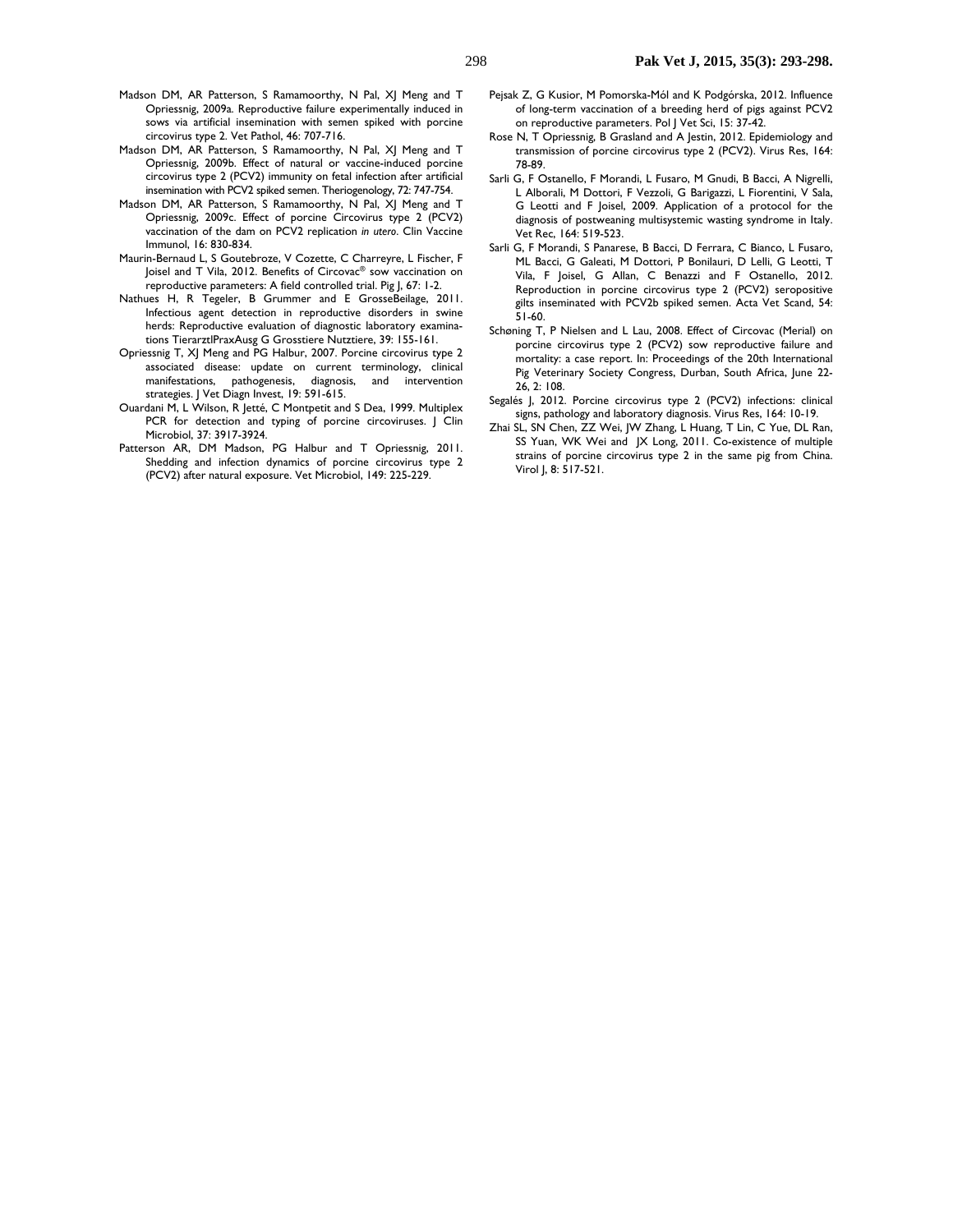Madson DM, AR Patterson, S Ramamoorthy, N Pal, XJ Meng and T Opriessnig, 2009a. Reproductive failure experimentally induced in sows via artificial insemination with semen spiked with porcine circovirus type 2. Vet Pathol, 46: 707-716.

Madson DM, AR Patterson, S Ramamoorthy, N Pal, XJ Meng and T Opriessnig, 2009b. Effect of natural or vaccine-induced porcine circovirus type 2 (PCV2) immunity on fetal infection after artificial insemination with PCV2 spiked semen. Theriogenology, 72: 747-754.

Madson DM, AR Patterson, S Ramamoorthy, N Pal, XJ Meng and T Opriessnig, 2009c. Effect of porcine Circovirus type 2 (PCV2) vaccination of the dam on PCV2 replication *in utero*. Clin Vaccine Immunol, 16: 830-834.

Maurin-Bernaud L, S Goutebroze, V Cozette, C Charreyre, L Fischer, F Joisel and T Vila, 2012. Benefits of Circovac® sow vaccination on reproductive parameters: A field controlled trial. Pig J, 67: 1-2.

Nathues H, R Tegeler, B Grummer and E GrosseBeilage, 2011. Infectious agent detection in reproductive disorders in swine herds: Reproductive evaluation of diagnostic laboratory examinations TierarztlPraxAusg G Grosstiere Nutztiere, 39: 155-161.

Opriessnig T, XJ Meng and PG Halbur, 2007. Porcine circovirus type 2 associated disease: update on current terminology, clinical manifestations, pathogenesis, diagnosis, and intervention strategies. J Vet Diagn Invest, 19: 591-615.

Ouardani M, L Wilson, R Jetté, C Montpetit and S Dea, 1999. Multiplex PCR for detection and typing of porcine circoviruses. J Clin Microbiol, 37: 3917-3924.

Patterson AR, DM Madson, PG Halbur and T Opriessnig, 2011. Shedding and infection dynamics of porcine circovirus type 2 (PCV2) after natural exposure. Vet Microbiol, 149: 225-229.

Pejsak Z, G Kusior, M Pomorska-Mól and K Podgórska, 2012. Influence of long-term vaccination of a breeding herd of pigs against PCV2 on reproductive parameters. Pol J Vet Sci, 15: 37-42.

Rose N, T Opriessnig, B Grasland and A Jestin, 2012. Epidemiology and transmission of porcine circovirus type 2 (PCV2). Virus Res, 164: 78-89.

Sarli G, F Ostanello, F Morandi, L Fusaro, M Gnudi, B Bacci, A Nigrelli, L Alborali, M Dottori, F Vezzoli, G Barigazzi, L Fiorentini, V Sala, G Leotti and F Joisel, 2009. Application of a protocol for the diagnosis of postweaning multisystemic wasting syndrome in Italy. Vet Rec, 164: 519-523.

Sarli G, F Morandi, S Panarese, B Bacci, D Ferrara, C Bianco, L Fusaro, ML Bacci, G Galeati, M Dottori, P Bonilauri, D Lelli, G Leotti, T Vila, F Joisel, G Allan, C Benazzi and F Ostanello, 2012. Reproduction in porcine circovirus type 2 (PCV2) seropositive gilts inseminated with PCV2b spiked semen. Acta Vet Scand, 54: 51-60.

Schøning T, P Nielsen and L Lau, 2008. Effect of Circovac (Merial) on porcine circovirus type 2 (PCV2) sow reproductive failure and mortality: a case report. In: Proceedings of the 20th International Pig Veterinary Society Congress, Durban, South Africa, June 22-26, 2: 108.

Segalés J, 2012. Porcine circovirus type 2 (PCV2) infections: clinical signs, pathology and laboratory diagnosis. Virus Res, 164: 10-19.

Zhai SL, SN Chen, ZZ Wei, JW Zhang, L Huang, T Lin, C Yue, DL Ran, SS Yuan, WK Wei and JX Long, 2011. Co-existence of multiple strains of porcine circovirus type 2 in the same pig from China. Virol J, 8: 517-521.